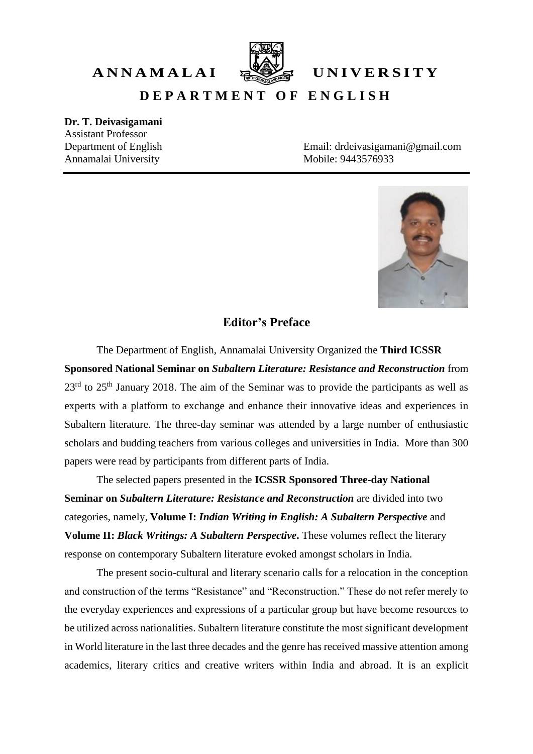# ANNAMALAI UNIVERSITY

## DEPARTMENT OF ENGLISH

**Dr. T. Deivasigamani**
Assistant Professor
Department of English
Annamalai University

Email: drdeivasigamani@gmail.com
Mobile: 9443576933

## Editor's Preface

The Department of English, Annamalai University Organized the **Third ICSSR Sponsored National Seminar on *Subaltern Literature: Resistance and Reconstruction*** from 23rd to 25th January 2018. The aim of the Seminar was to provide the participants as well as experts with a platform to exchange and enhance their innovative ideas and experiences in Subaltern literature. The three-day seminar was attended by a large number of enthusiastic scholars and budding teachers from various colleges and universities in India. More than 300 papers were read by participants from different parts of India.

The selected papers presented in the **ICSSR Sponsored Three-day National Seminar on *Subaltern Literature: Resistance and Reconstruction*** are divided into two categories, namely, **Volume I: *Indian Writing in English: A Subaltern Perspective*** and **Volume II: *Black Writings: A Subaltern Perspective*.** These volumes reflect the literary response on contemporary Subaltern literature evoked amongst scholars in India.

The present socio-cultural and literary scenario calls for a relocation in the conception and construction of the terms "Resistance" and "Reconstruction." These do not refer merely to the everyday experiences and expressions of a particular group but have become resources to be utilized across nationalities. Subaltern literature constitute the most significant development in World literature in the last three decades and the genre has received massive attention among academics, literary critics and creative writers within India and abroad. It is an explicit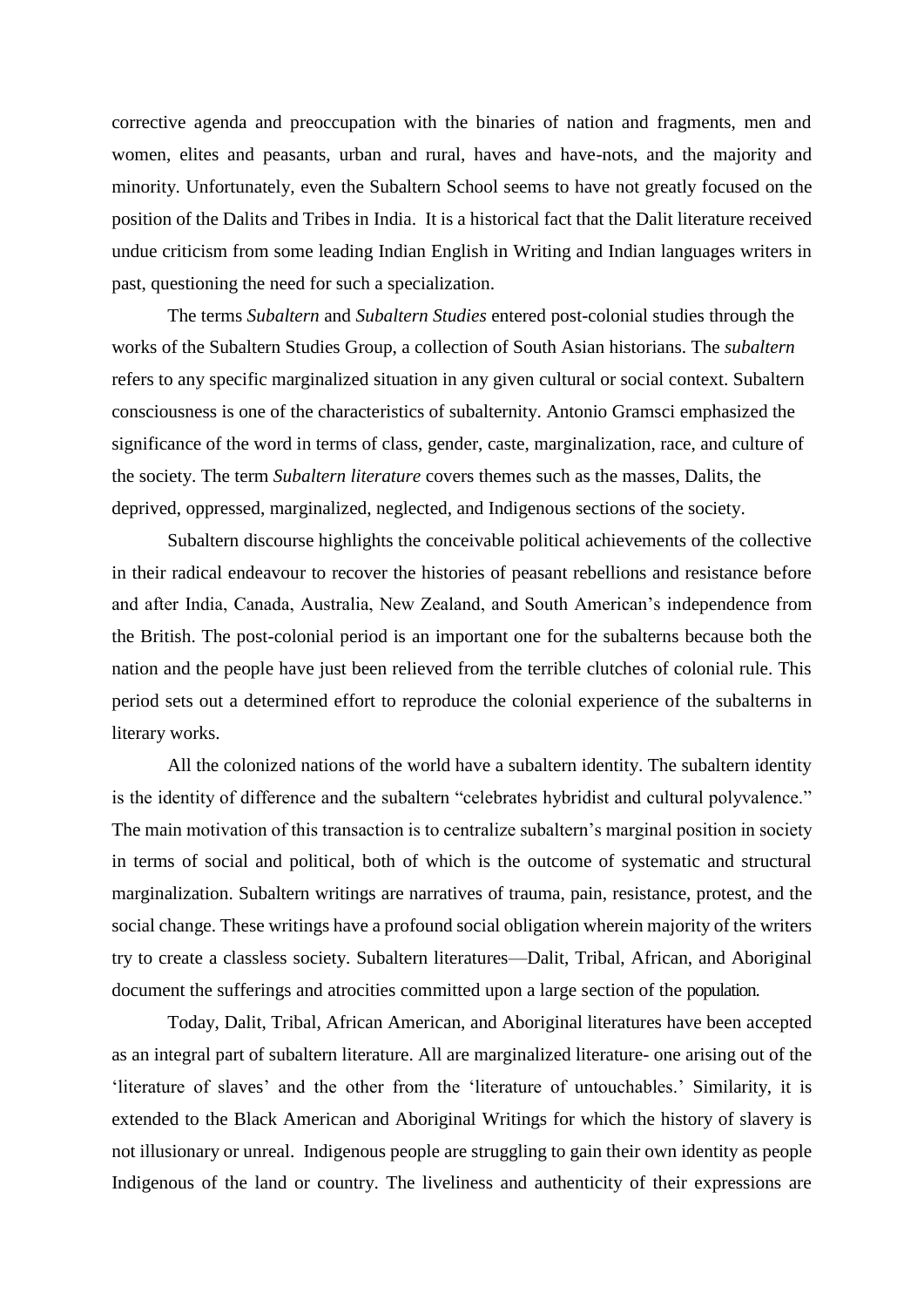corrective agenda and preoccupation with the binaries of nation and fragments, men and women, elites and peasants, urban and rural, haves and have-nots, and the majority and minority. Unfortunately, even the Subaltern School seems to have not greatly focused on the position of the Dalits and Tribes in India. It is a historical fact that the Dalit literature received undue criticism from some leading Indian English in Writing and Indian languages writers in past, questioning the need for such a specialization.

The terms *Subaltern* and *Subaltern Studies* entered post-colonial studies through the works of the Subaltern Studies Group, a collection of South Asian historians. The *subaltern* refers to any specific marginalized situation in any given cultural or social context. Subaltern consciousness is one of the characteristics of subalternity. Antonio Gramsci emphasized the significance of the word in terms of class, gender, caste, marginalization, race, and culture of the society. The term *Subaltern literature* covers themes such as the masses, Dalits, the deprived, oppressed, marginalized, neglected, and Indigenous sections of the society.

Subaltern discourse highlights the conceivable political achievements of the collective in their radical endeavour to recover the histories of peasant rebellions and resistance before and after India, Canada, Australia, New Zealand, and South American's independence from the British. The post-colonial period is an important one for the subalterns because both the nation and the people have just been relieved from the terrible clutches of colonial rule. This period sets out a determined effort to reproduce the colonial experience of the subalterns in literary works.

All the colonized nations of the world have a subaltern identity. The subaltern identity is the identity of difference and the subaltern "celebrates hybridist and cultural polyvalence." The main motivation of this transaction is to centralize subaltern's marginal position in society in terms of social and political, both of which is the outcome of systematic and structural marginalization. Subaltern writings are narratives of trauma, pain, resistance, protest, and the social change. These writings have a profound social obligation wherein majority of the writers try to create a classless society. Subaltern literatures—Dalit, Tribal, African, and Aboriginal document the sufferings and atrocities committed upon a large section of the population.

Today, Dalit, Tribal, African American, and Aboriginal literatures have been accepted as an integral part of subaltern literature. All are marginalized literature- one arising out of the 'literature of slaves' and the other from the 'literature of untouchables.' Similarity, it is extended to the Black American and Aboriginal Writings for which the history of slavery is not illusionary or unreal. Indigenous people are struggling to gain their own identity as people Indigenous of the land or country. The liveliness and authenticity of their expressions are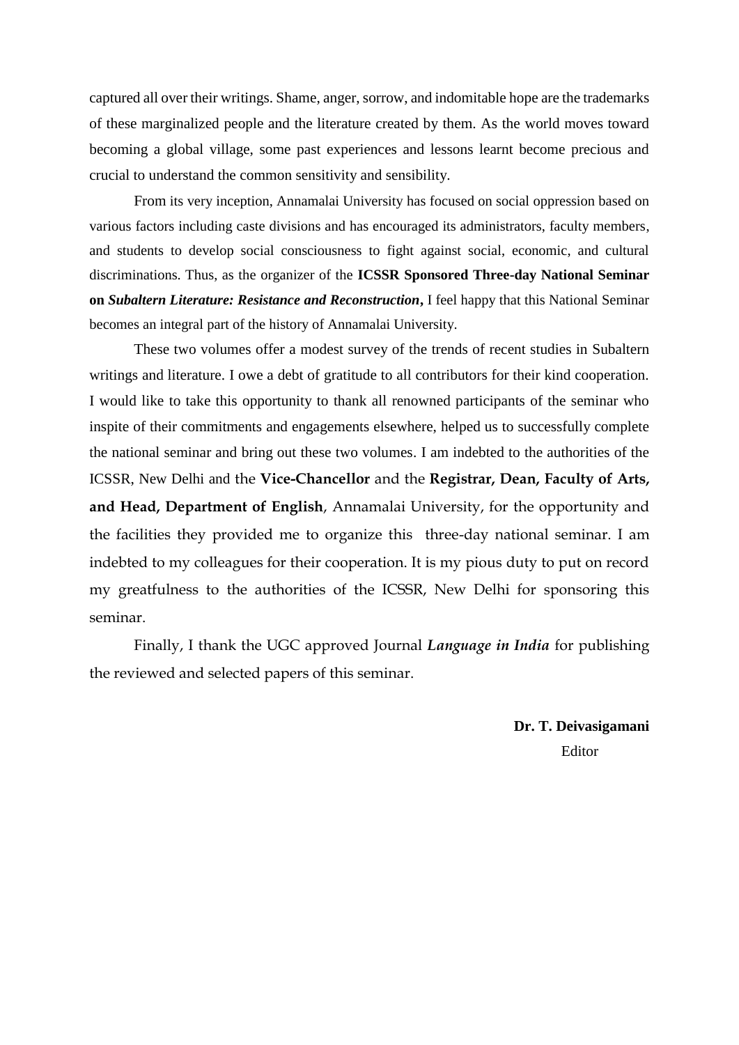captured all over their writings. Shame, anger, sorrow, and indomitable hope are the trademarks of these marginalized people and the literature created by them. As the world moves toward becoming a global village, some past experiences and lessons learnt become precious and crucial to understand the common sensitivity and sensibility.

From its very inception, Annamalai University has focused on social oppression based on various factors including caste divisions and has encouraged its administrators, faculty members, and students to develop social consciousness to fight against social, economic, and cultural discriminations. Thus, as the organizer of the **ICSSR Sponsored Three-day National Seminar on *Subaltern Literature: Resistance and Reconstruction*,** I feel happy that this National Seminar becomes an integral part of the history of Annamalai University.

These two volumes offer a modest survey of the trends of recent studies in Subaltern writings and literature. I owe a debt of gratitude to all contributors for their kind cooperation. I would like to take this opportunity to thank all renowned participants of the seminar who inspite of their commitments and engagements elsewhere, helped us to successfully complete the national seminar and bring out these two volumes. I am indebted to the authorities of the ICSSR, New Delhi and the **Vice-Chancellor** and the **Registrar, Dean, Faculty of Arts, and Head, Department of English**, Annamalai University, for the opportunity and the facilities they provided me to organize this three-day national seminar. I am indebted to my colleagues for their cooperation. It is my pious duty to put on record my greatfulness to the authorities of the ICSSR, New Delhi for sponsoring this seminar.

Finally, I thank the UGC approved Journal ***Language in India*** for publishing the reviewed and selected papers of this seminar.

**Dr. T. Deivasigamani**
Editor